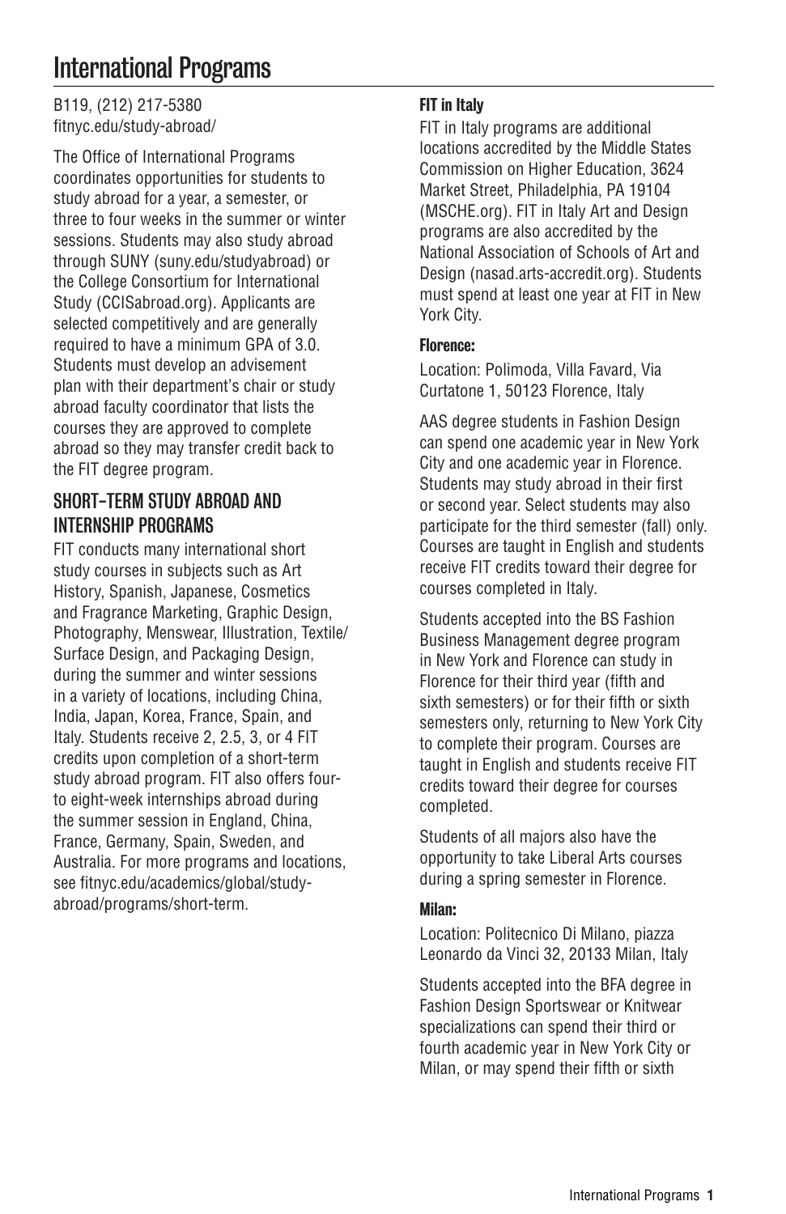# International Programs

B119, (212) 217-5380
fitnyc.edu/study-abroad/

The Office of International Programs coordinates opportunities for students to study abroad for a year, a semester, or three to four weeks in the summer or winter sessions. Students may also study abroad through SUNY (suny.edu/studyabroad) or the College Consortium for International Study (CCISabroad.org). Applicants are selected competitively and are generally required to have a minimum GPA of 3.0. Students must develop an advisement plan with their department's chair or study abroad faculty coordinator that lists the courses they are approved to complete abroad so they may transfer credit back to the FIT degree program.

## SHORT-TERM STUDY ABROAD AND INTERNSHIP PROGRAMS

FIT conducts many international short study courses in subjects such as Art History, Spanish, Japanese, Cosmetics and Fragrance Marketing, Graphic Design, Photography, Menswear, Illustration, Textile/Surface Design, and Packaging Design, during the summer and winter sessions in a variety of locations, including China, India, Japan, Korea, France, Spain, and Italy. Students receive 2, 2.5, 3, or 4 FIT credits upon completion of a short-term study abroad program. FIT also offers four- to eight-week internships abroad during the summer session in England, China, France, Germany, Spain, Sweden, and Australia. For more programs and locations, see fitnyc.edu/academics/global/study-abroad/programs/short-term.

### FIT in Italy

FIT in Italy programs are additional locations accredited by the Middle States Commission on Higher Education, 3624 Market Street, Philadelphia, PA 19104 (MSCHE.org). FIT in Italy Art and Design programs are also accredited by the National Association of Schools of Art and Design (nasad.arts-accredit.org). Students must spend at least one year at FIT in New York City.

#### Florence:

Location: Polimoda, Villa Favard, Via Curtatone 1, 50123 Florence, Italy

AAS degree students in Fashion Design can spend one academic year in New York City and one academic year in Florence. Students may study abroad in their first or second year. Select students may also participate for the third semester (fall) only. Courses are taught in English and students receive FIT credits toward their degree for courses completed in Italy.

Students accepted into the BS Fashion Business Management degree program in New York and Florence can study in Florence for their third year (fifth and sixth semesters) or for their fifth or sixth semesters only, returning to New York City to complete their program. Courses are taught in English and students receive FIT credits toward their degree for courses completed.

Students of all majors also have the opportunity to take Liberal Arts courses during a spring semester in Florence.

#### Milan:

Location: Politecnico Di Milano, piazza Leonardo da Vinci 32, 20133 Milan, Italy

Students accepted into the BFA degree in Fashion Design Sportswear or Knitwear specializations can spend their third or fourth academic year in New York City or Milan, or may spend their fifth or sixth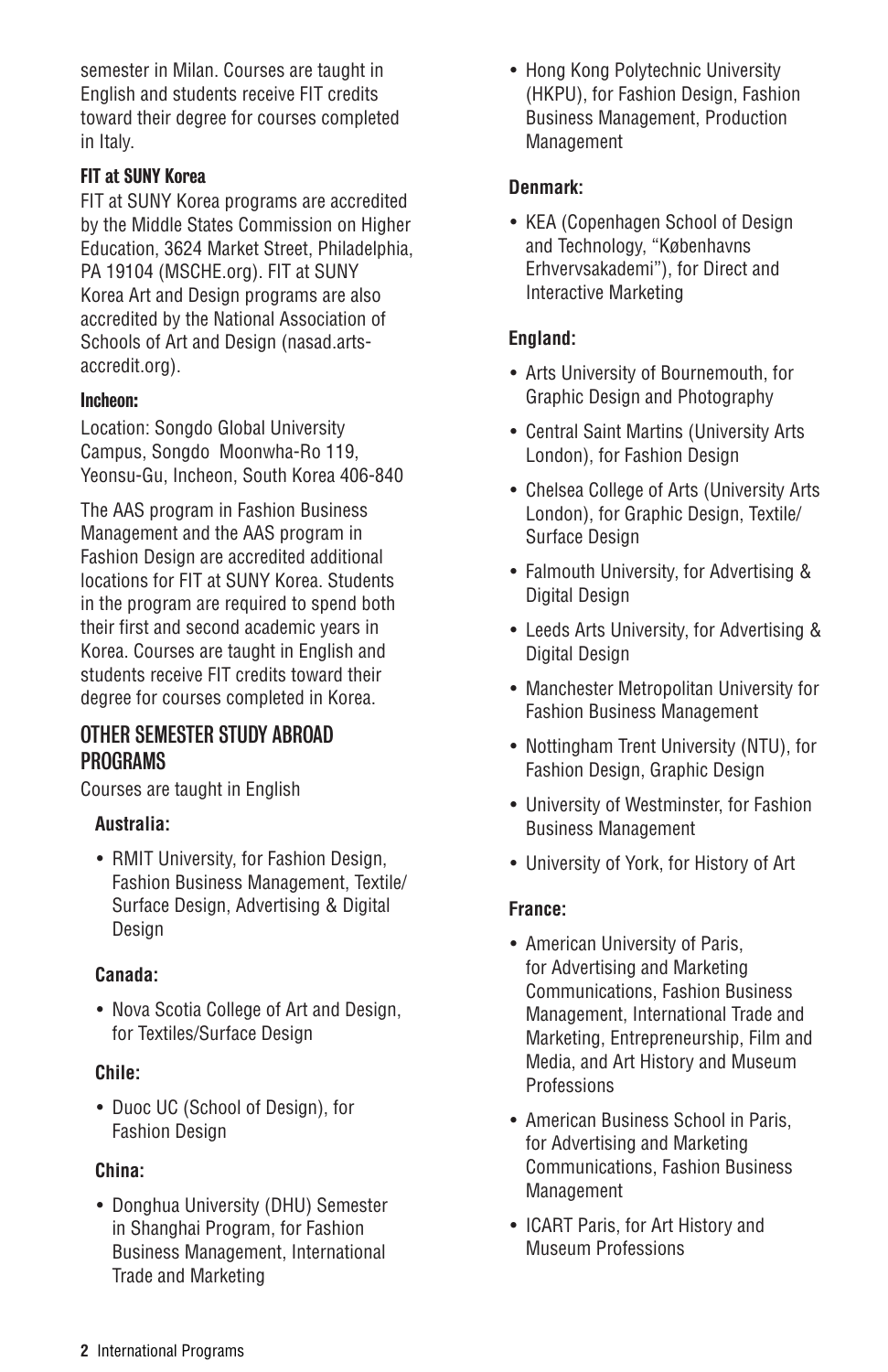semester in Milan. Courses are taught in English and students receive FIT credits toward their degree for courses completed in Italy.

#### FIT at SUNY Korea

FIT at SUNY Korea programs are accredited by the Middle States Commission on Higher Education, 3624 Market Street, Philadelphia, PA 19104 (MSCHE.org). FIT at SUNY Korea Art and Design programs are also accredited by the National Association of Schools of Art and Design (nasad.arts-accredit.org).

#### Incheon:

Location: Songdo Global University Campus, Songdo Moonwha-Ro 119, Yeonsu-Gu, Incheon, South Korea 406-840

The AAS program in Fashion Business Management and the AAS program in Fashion Design are accredited additional locations for FIT at SUNY Korea. Students in the program are required to spend both their first and second academic years in Korea. Courses are taught in English and students receive FIT credits toward their degree for courses completed in Korea.

## OTHER SEMESTER STUDY ABROAD PROGRAMS

Courses are taught in English

**Australia:**

- RMIT University, for Fashion Design, Fashion Business Management, Textile/ Surface Design, Advertising & Digital Design

**Canada:**

- Nova Scotia College of Art and Design, for Textiles/Surface Design

**Chile:**

- Duoc UC (School of Design), for Fashion Design

**China:**

- Donghua University (DHU) Semester in Shanghai Program, for Fashion Business Management, International Trade and Marketing
- Hong Kong Polytechnic University (HKPU), for Fashion Design, Fashion Business Management, Production Management

**Denmark:**

- KEA (Copenhagen School of Design and Technology, "Københavns Erhvervsakademi"), for Direct and Interactive Marketing

**England:**

- Arts University of Bournemouth, for Graphic Design and Photography
- Central Saint Martins (University Arts London), for Fashion Design
- Chelsea College of Arts (University Arts London), for Graphic Design, Textile/ Surface Design
- Falmouth University, for Advertising & Digital Design
- Leeds Arts University, for Advertising & Digital Design
- Manchester Metropolitan University for Fashion Business Management
- Nottingham Trent University (NTU), for Fashion Design, Graphic Design
- University of Westminster, for Fashion Business Management
- University of York, for History of Art

**France:**

- American University of Paris, for Advertising and Marketing Communications, Fashion Business Management, International Trade and Marketing, Entrepreneurship, Film and Media, and Art History and Museum Professions
- American Business School in Paris, for Advertising and Marketing Communications, Fashion Business Management
- ICART Paris, for Art History and Museum Professions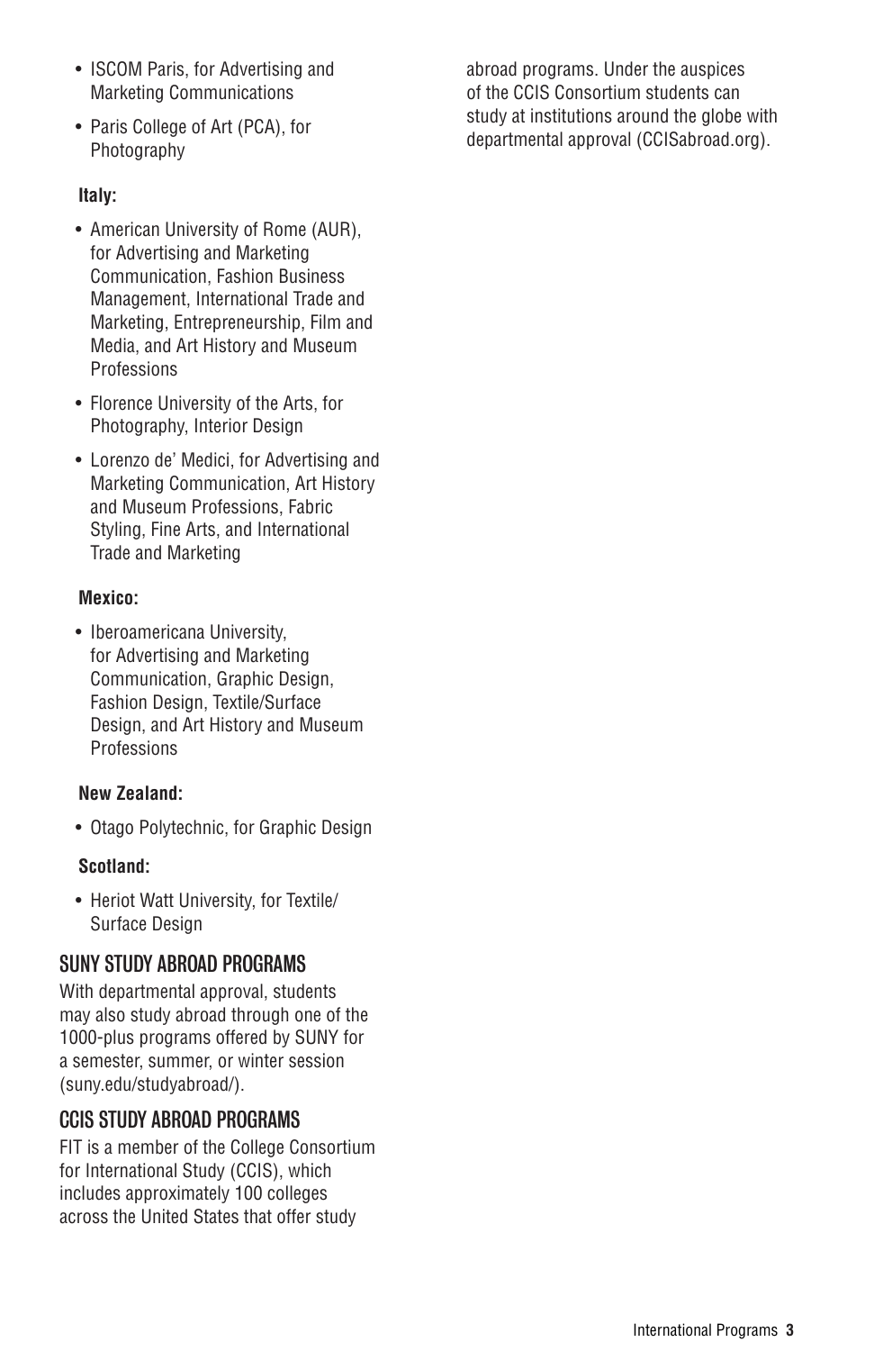- ISCOM Paris, for Advertising and Marketing Communications
- Paris College of Art (PCA), for Photography

**Italy:**

- American University of Rome (AUR), for Advertising and Marketing Communication, Fashion Business Management, International Trade and Marketing, Entrepreneurship, Film and Media, and Art History and Museum Professions
- Florence University of the Arts, for Photography, Interior Design
- Lorenzo de' Medici, for Advertising and Marketing Communication, Art History and Museum Professions, Fabric Styling, Fine Arts, and International Trade and Marketing

**Mexico:**

- Iberoamericana University, for Advertising and Marketing Communication, Graphic Design, Fashion Design, Textile/Surface Design, and Art History and Museum Professions

**New Zealand:**

- Otago Polytechnic, for Graphic Design

**Scotland:**

- Heriot Watt University, for Textile/ Surface Design

## SUNY STUDY ABROAD PROGRAMS

With departmental approval, students may also study abroad through one of the 1000-plus programs offered by SUNY for a semester, summer, or winter session (suny.edu/studyabroad/).

## CCIS STUDY ABROAD PROGRAMS

FIT is a member of the College Consortium for International Study (CCIS), which includes approximately 100 colleges across the United States that offer study abroad programs. Under the auspices of the CCIS Consortium students can study at institutions around the globe with departmental approval (CCISabroad.org).